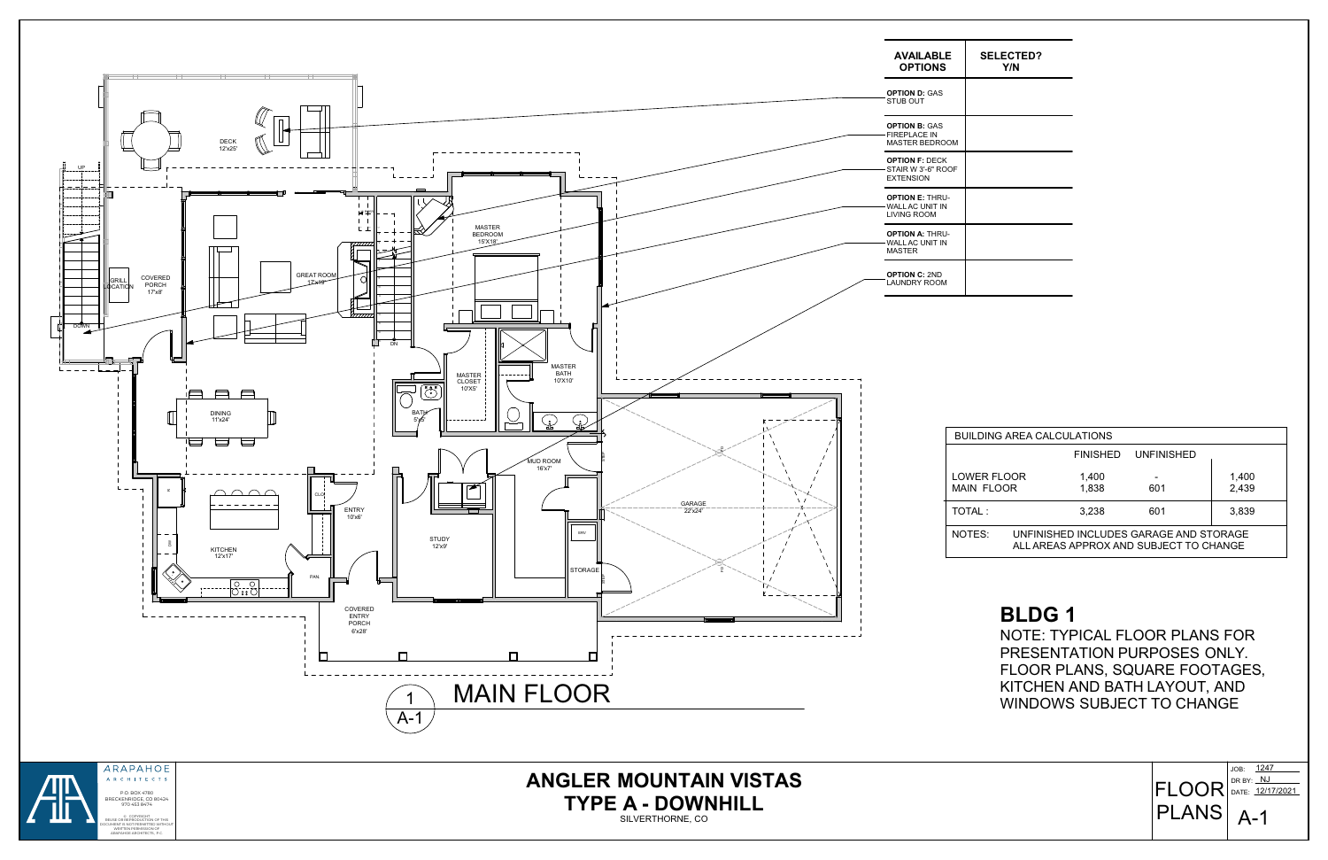| AVAILABLE OPTIONS | SELECTED? Y/N |
|---|---|
| **OPTION D:** GAS STUB OUT | |
| **OPTION B:** GAS FIREPLACE IN MASTER BEDROOM | |
| **OPTION F:** DECK STAIR W 3'-6" ROOF EXTENSION | |
| **OPTION E:** THRU-WALL AC UNIT IN LIVING ROOM | |
| **OPTION A:** THRU-WALL AC UNIT IN MASTER | |
| **OPTION C:** 2ND LAUNDRY ROOM | |

DECK 12'x25'
UP
DOWN
GRILL LOCATION
COVERED PORCH 17'x8'
GREAT ROOM 17'x19'
DN
MASTER BEDROOM 15'X18'
MASTER CLOSET 10'X5'
MASTER BATH 10'X10'
BATH 5'x9'
DINING 11'x24'
MUD ROOM 16'x7'
GARAGE 22'x24'
ENTRY 10'x6'
CLO
KITCHEN 12'x17'
PAN
STUDY 12'x9'
STORAGE
COVERED ENTRY PORCH 6'x28'

| BUILDING AREA CALCULATIONS | | | |
|---|---|---|---|
| | FINISHED | UNFINISHED | |
| LOWER FLOOR | 1,400 | - | 1,400 |
| MAIN FLOOR | 1,838 | 601 | 2,439 |
| TOTAL : | 3,238 | 601 | 3,839 |
| NOTES: | UNFINISHED INCLUDES GARAGE AND STORAGE ALL AREAS APPROX AND SUBJECT TO CHANGE | | |

# BLDG 1

NOTE: TYPICAL FLOOR PLANS FOR PRESENTATION PURPOSES ONLY. FLOOR PLANS, SQUARE FOOTAGES, KITCHEN AND BATH LAYOUT, AND WINDOWS SUBJECT TO CHANGE

1 / A-1 MAIN FLOOR

ARAPAHOE ARCHITECTS
P.O. BOX 4780
BRECKENRIDGE, CO 80424
970 453 8474

© COPYRIGHT
REUSE OR REPRODUCTION OF THIS DOCUMENT IS NOT PERMITTED WITHOUT WRITTEN PERMISSION OF ARAPAHOE ARCHITECTS, P.C.

## ANGLER MOUNTAIN VISTAS
## TYPE A - DOWNHILL
SILVERTHORNE, CO

FLOOR PLANS

JOB: 1247
DR BY: NJ
DATE: 12/17/2021

A-1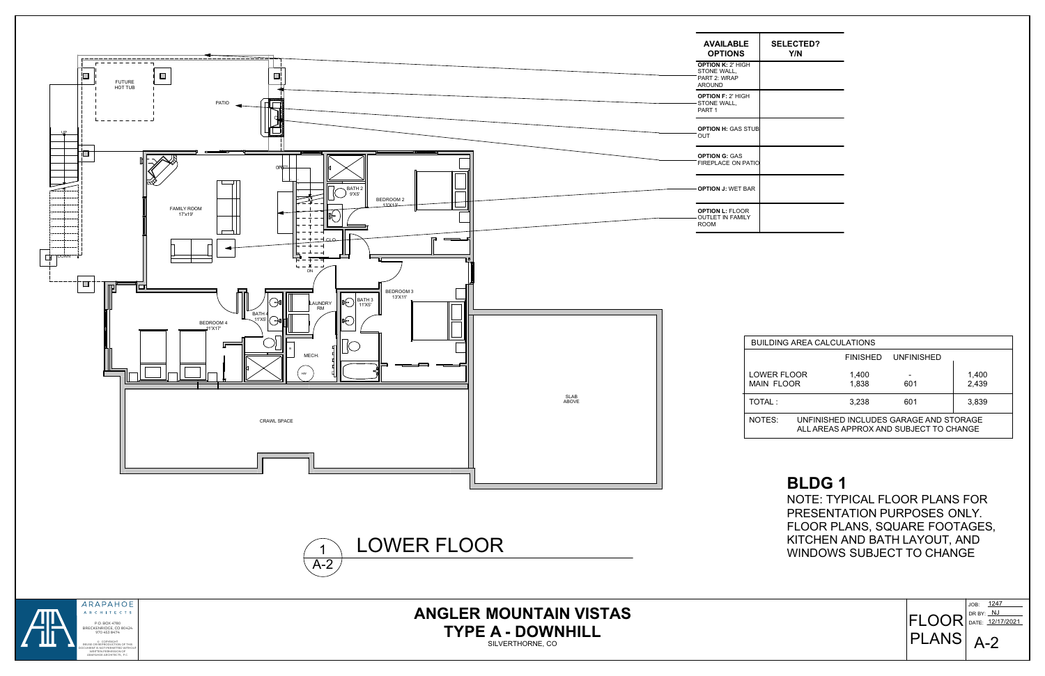| AVAILABLE OPTIONS | SELECTED? Y/N |
|---|---|
| **OPTION K:** 2' HIGH STONE WALL, PART 2: WRAP AROUND | |
| **OPTION F:** 2' HIGH STONE WALL, PART 1 | |
| **OPTION H:** GAS STUB OUT | |
| **OPTION G:** GAS FIREPLACE ON PATIO | |
| **OPTION J:** WET BAR | |
| **OPTION L:** FLOOR OUTLET IN FAMILY ROOM | |

FUTURE HOT TUB

PATIO

UP

DOWN

FAMILY ROOM 17'x19'

BATH 2 9'X5'

BEDROOM 2 13'X13'

CLO.

DN

BEDROOM 3 13'X11'

BATH 3 11'X5'

LAUNDRY RM

BATH 4 11'X5'

BEDROOM 4 11'X17'

MECH.

CRAWL SPACE

SLAB ABOVE

| BUILDING AREA CALCULATIONS | | | |
|---|---|---|---|
| | FINISHED | UNFINISHED | |
| LOWER FLOOR | 1,400 | - | 1,400 |
| MAIN FLOOR | 1,838 | 601 | 2,439 |
| TOTAL : | 3,238 | 601 | 3,839 |
| NOTES: | UNFINISHED INCLUDES GARAGE AND STORAGE ALL AREAS APPROX AND SUBJECT TO CHANGE | | |

## BLDG 1

NOTE: TYPICAL FLOOR PLANS FOR PRESENTATION PURPOSES ONLY. FLOOR PLANS, SQUARE FOOTAGES, KITCHEN AND BATH LAYOUT, AND WINDOWS SUBJECT TO CHANGE

1 A-2 LOWER FLOOR

ARAPAHOE ARCHITECTS

P.O. BOX 4780
BRECKENRIDGE, CO 80424
970.453.8474

© COPYRIGHT
REUSE OR REPRODUCTION OF THIS DOCUMENT IS NOT PERMITTED WITHOUT WRITTEN PERMISSION OF ARAPAHOE ARCHITECTS, P.C.

**ANGLER MOUNTAIN VISTAS**
**TYPE A - DOWNHILL**
SILVERTHORNE, CO

FLOOR PLANS

JOB: 1247
DR BY: NJ
DATE: 12/17/2021

A-2